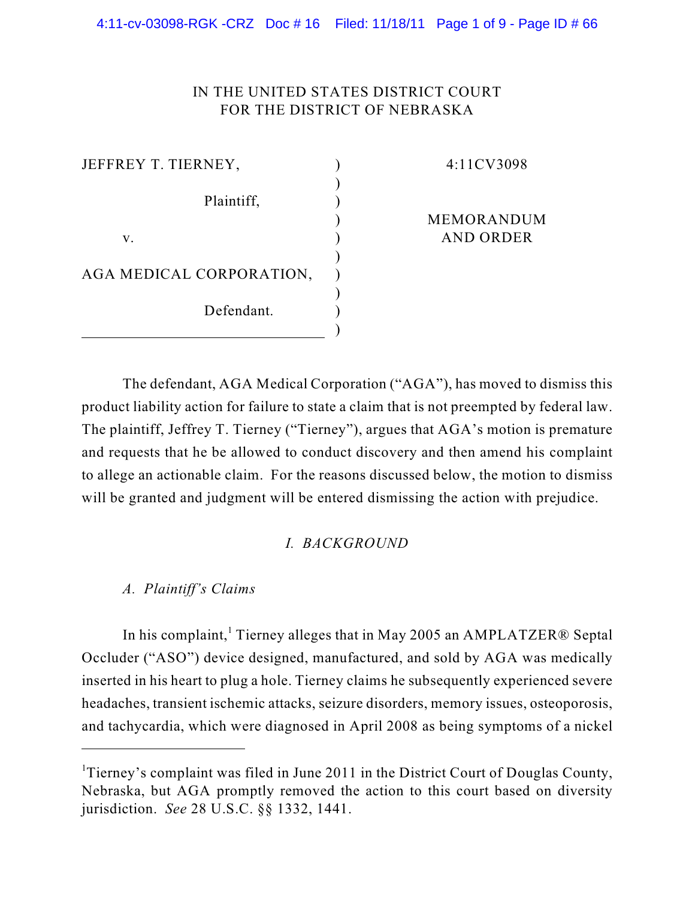IN THE UNITED STATES DISTRICT COURT
FOR THE DISTRICT OF NEBRASKA

| | | |
|---|---|---|
| JEFFREY T. TIERNEY, Plaintiff, | ) | 4:11CV3098 |
| v. | ) | MEMORANDUM AND ORDER |
| AGA MEDICAL CORPORATION, Defendant. | ) | |

The defendant, AGA Medical Corporation ("AGA"), has moved to dismiss this product liability action for failure to state a claim that is not preempted by federal law. The plaintiff, Jeffrey T. Tierney ("Tierney"), argues that AGA's motion is premature and requests that he be allowed to conduct discovery and then amend his complaint to allege an actionable claim. For the reasons discussed below, the motion to dismiss will be granted and judgment will be entered dismissing the action with prejudice.

## *I. BACKGROUND*

### *A. Plaintiff's Claims*

In his complaint,[1] Tierney alleges that in May 2005 an AMPLATZER® Septal Occluder ("ASO") device designed, manufactured, and sold by AGA was medically inserted in his heart to plug a hole. Tierney claims he subsequently experienced severe headaches, transient ischemic attacks, seizure disorders, memory issues, osteoporosis, and tachycardia, which were diagnosed in April 2008 as being symptoms of a nickel

---

[1] Tierney's complaint was filed in June 2011 in the District Court of Douglas County, Nebraska, but AGA promptly removed the action to this court based on diversity jurisdiction. *See* 28 U.S.C. §§ 1332, 1441.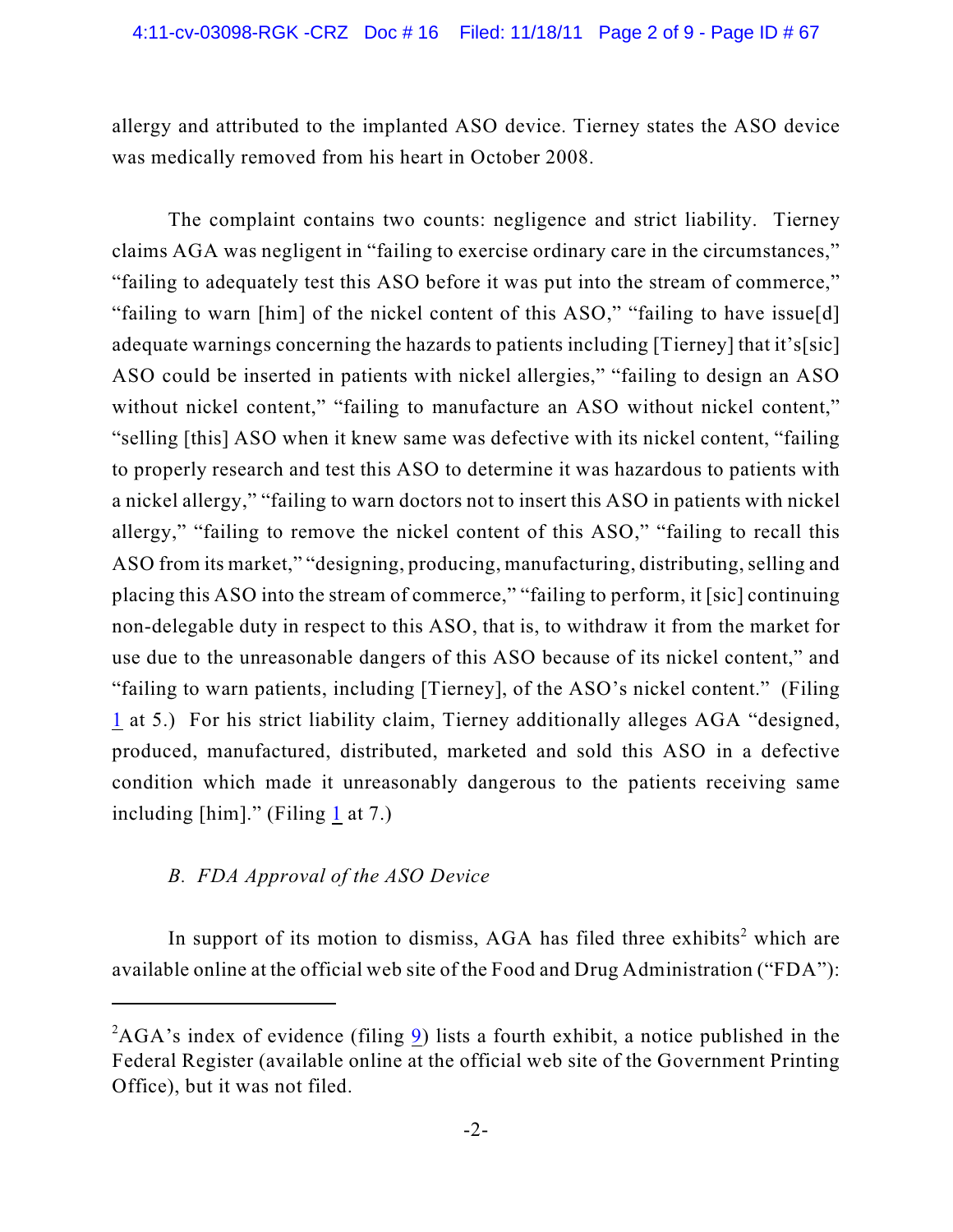allergy and attributed to the implanted ASO device. Tierney states the ASO device was medically removed from his heart in October 2008.

The complaint contains two counts: negligence and strict liability. Tierney claims AGA was negligent in "failing to exercise ordinary care in the circumstances," "failing to adequately test this ASO before it was put into the stream of commerce," "failing to warn [him] of the nickel content of this ASO," "failing to have issue[d] adequate warnings concerning the hazards to patients including [Tierney] that it's[sic] ASO could be inserted in patients with nickel allergies," "failing to design an ASO without nickel content," "failing to manufacture an ASO without nickel content," "selling [this] ASO when it knew same was defective with its nickel content, "failing to properly research and test this ASO to determine it was hazardous to patients with a nickel allergy," "failing to warn doctors not to insert this ASO in patients with nickel allergy," "failing to remove the nickel content of this ASO," "failing to recall this ASO from its market," "designing, producing, manufacturing, distributing, selling and placing this ASO into the stream of commerce," "failing to perform, it [sic] continuing non-delegable duty in respect to this ASO, that is, to withdraw it from the market for use due to the unreasonable dangers of this ASO because of its nickel content," and "failing to warn patients, including [Tierney], of the ASO's nickel content." (Filing 1 at 5.) For his strict liability claim, Tierney additionally alleges AGA "designed, produced, manufactured, distributed, marketed and sold this ASO in a defective condition which made it unreasonably dangerous to the patients receiving same including [him]." (Filing 1 at 7.)

*B. FDA Approval of the ASO Device*

In support of its motion to dismiss, AGA has filed three exhibits[2] which are available online at the official web site of the Food and Drug Administration ("FDA"):

---

[2] AGA's index of evidence (filing 9) lists a fourth exhibit, a notice published in the Federal Register (available online at the official web site of the Government Printing Office), but it was not filed.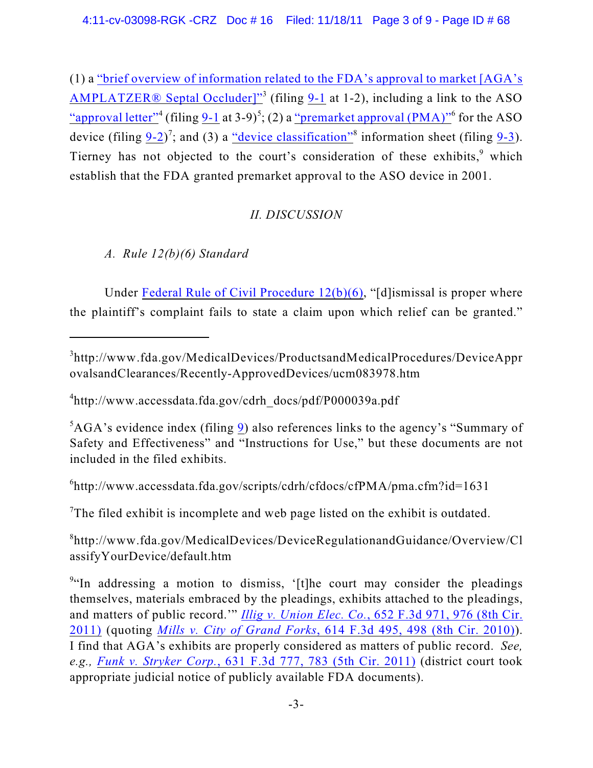(1) a "brief overview of information related to the FDA's approval to market [AGA's AMPLATZER® Septal Occluder]"[3] (filing 9-1 at 1-2), including a link to the ASO "approval letter"[4] (filing 9-1 at 3-9)[5]; (2) a "premarket approval (PMA)"[6] for the ASO device (filing 9-2)[7]; and (3) a "device classification"[8] information sheet (filing 9-3). Tierney has not objected to the court's consideration of these exhibits,[9] which establish that the FDA granted premarket approval to the ASO device in 2001.

## II. DISCUSSION

### A. Rule 12(b)(6) Standard

Under Federal Rule of Civil Procedure 12(b)(6), "[d]ismissal is proper where the plaintiff's complaint fails to state a claim upon which relief can be granted."

---

[3]http://www.fda.gov/MedicalDevices/ProductsandMedicalProcedures/DeviceApprovalsandClearances/Recently-ApprovedDevices/ucm083978.htm

[4]http://www.accessdata.fda.gov/cdrh_docs/pdf/P000039a.pdf

[5]AGA's evidence index (filing 9) also references links to the agency's "Summary of Safety and Effectiveness" and "Instructions for Use," but these documents are not included in the filed exhibits.

[6]http://www.accessdata.fda.gov/scripts/cdrh/cfdocs/cfPMA/pma.cfm?id=1631

[7]The filed exhibit is incomplete and web page listed on the exhibit is outdated.

[8]http://www.fda.gov/MedicalDevices/DeviceRegulationandGuidance/Overview/ClassifyYourDevice/default.htm

[9]"In addressing a motion to dismiss, '[t]he court may consider the pleadings themselves, materials embraced by the pleadings, exhibits attached to the pleadings, and matters of public record.'" *Illig v. Union Elec. Co.*, 652 F.3d 971, 976 (8th Cir. 2011) (quoting *Mills v. City of Grand Forks*, 614 F.3d 495, 498 (8th Cir. 2010)). I find that AGA's exhibits are properly considered as matters of public record. *See, e.g., Funk v. Stryker Corp.*, 631 F.3d 777, 783 (5th Cir. 2011) (district court took appropriate judicial notice of publicly available FDA documents).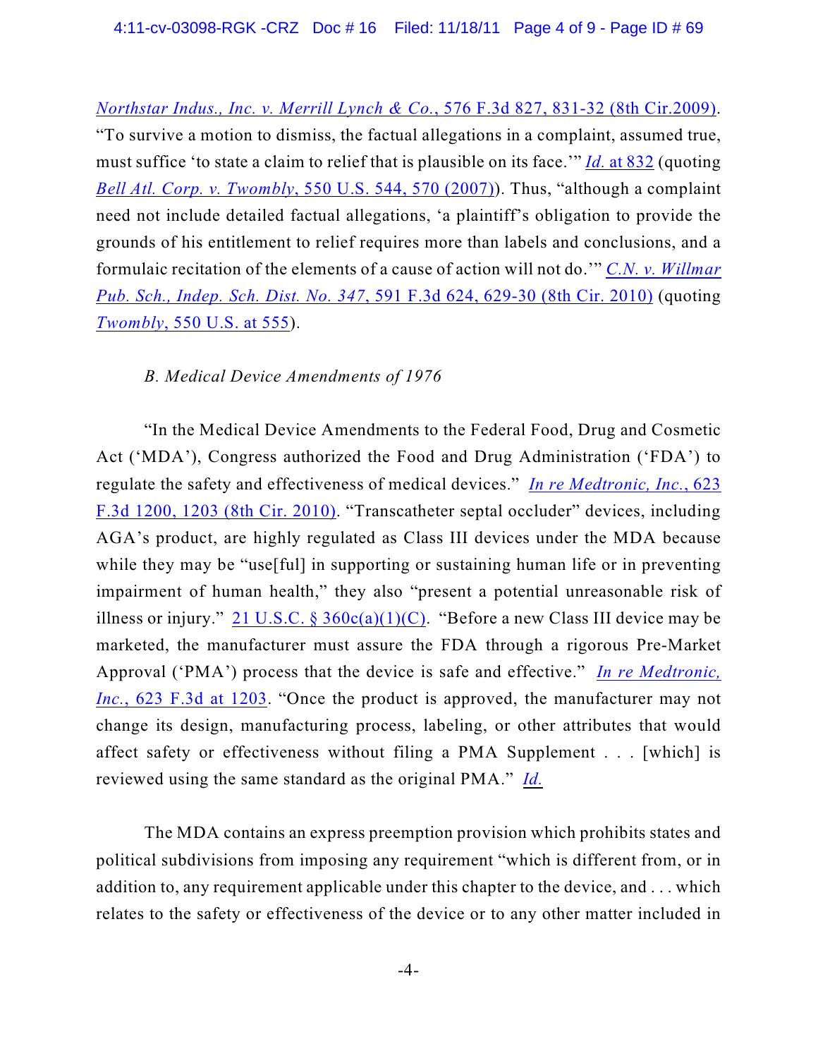*Northstar Indus., Inc. v. Merrill Lynch & Co.*, 576 F.3d 827, 831-32 (8th Cir.2009). "To survive a motion to dismiss, the factual allegations in a complaint, assumed true, must suffice 'to state a claim to relief that is plausible on its face.'" *Id.* at 832 (quoting *Bell Atl. Corp. v. Twombly*, 550 U.S. 544, 570 (2007)). Thus, "although a complaint need not include detailed factual allegations, 'a plaintiff's obligation to provide the grounds of his entitlement to relief requires more than labels and conclusions, and a formulaic recitation of the elements of a cause of action will not do.'" *C.N. v. Willmar Pub. Sch., Indep. Sch. Dist. No. 347*, 591 F.3d 624, 629-30 (8th Cir. 2010) (quoting *Twombly*, 550 U.S. at 555).

*B. Medical Device Amendments of 1976*

"In the Medical Device Amendments to the Federal Food, Drug and Cosmetic Act ('MDA'), Congress authorized the Food and Drug Administration ('FDA') to regulate the safety and effectiveness of medical devices." *In re Medtronic, Inc.*, 623 F.3d 1200, 1203 (8th Cir. 2010). "Transcatheter septal occluder" devices, including AGA's product, are highly regulated as Class III devices under the MDA because while they may be "use[ful] in supporting or sustaining human life or in preventing impairment of human health," they also "present a potential unreasonable risk of illness or injury." 21 U.S.C. § 360c(a)(1)(C). "Before a new Class III device may be marketed, the manufacturer must assure the FDA through a rigorous Pre-Market Approval ('PMA') process that the device is safe and effective." *In re Medtronic, Inc.*, 623 F.3d at 1203. "Once the product is approved, the manufacturer may not change its design, manufacturing process, labeling, or other attributes that would affect safety or effectiveness without filing a PMA Supplement . . . [which] is reviewed using the same standard as the original PMA." *Id.*

The MDA contains an express preemption provision which prohibits states and political subdivisions from imposing any requirement "which is different from, or in addition to, any requirement applicable under this chapter to the device, and . . . which relates to the safety or effectiveness of the device or to any other matter included in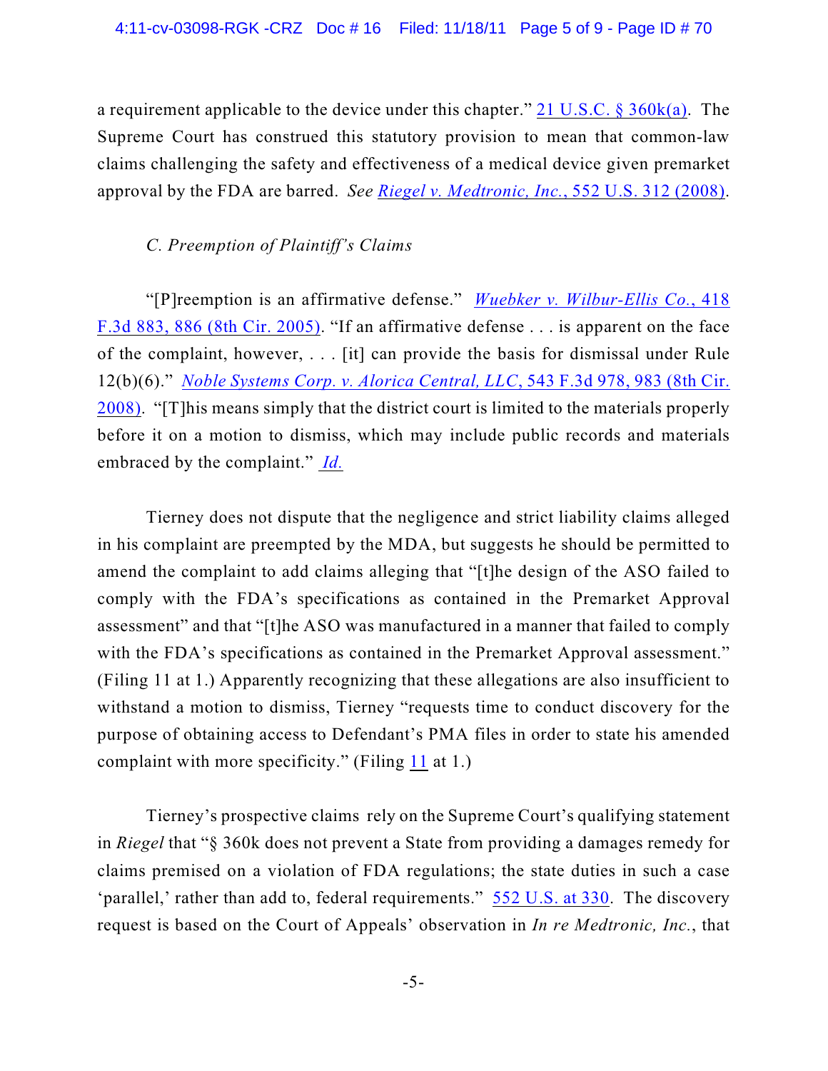a requirement applicable to the device under this chapter." 21 U.S.C. § 360k(a). The Supreme Court has construed this statutory provision to mean that common-law claims challenging the safety and effectiveness of a medical device given premarket approval by the FDA are barred. *See Riegel v. Medtronic, Inc.*, 552 U.S. 312 (2008).

### *C. Preemption of Plaintiff's Claims*

"[P]reemption is an affirmative defense." *Wuebker v. Wilbur-Ellis Co.*, 418 F.3d 883, 886 (8th Cir. 2005). "If an affirmative defense . . . is apparent on the face of the complaint, however, . . . [it] can provide the basis for dismissal under Rule 12(b)(6)." *Noble Systems Corp. v. Alorica Central, LLC*, 543 F.3d 978, 983 (8th Cir. 2008). "[T]his means simply that the district court is limited to the materials properly before it on a motion to dismiss, which may include public records and materials embraced by the complaint." *Id.*

Tierney does not dispute that the negligence and strict liability claims alleged in his complaint are preempted by the MDA, but suggests he should be permitted to amend the complaint to add claims alleging that "[t]he design of the ASO failed to comply with the FDA's specifications as contained in the Premarket Approval assessment" and that "[t]he ASO was manufactured in a manner that failed to comply with the FDA's specifications as contained in the Premarket Approval assessment." (Filing 11 at 1.) Apparently recognizing that these allegations are also insufficient to withstand a motion to dismiss, Tierney "requests time to conduct discovery for the purpose of obtaining access to Defendant's PMA files in order to state his amended complaint with more specificity." (Filing 11 at 1.)

Tierney's prospective claims rely on the Supreme Court's qualifying statement in *Riegel* that "§ 360k does not prevent a State from providing a damages remedy for claims premised on a violation of FDA regulations; the state duties in such a case 'parallel,' rather than add to, federal requirements." 552 U.S. at 330. The discovery request is based on the Court of Appeals' observation in *In re Medtronic, Inc.*, that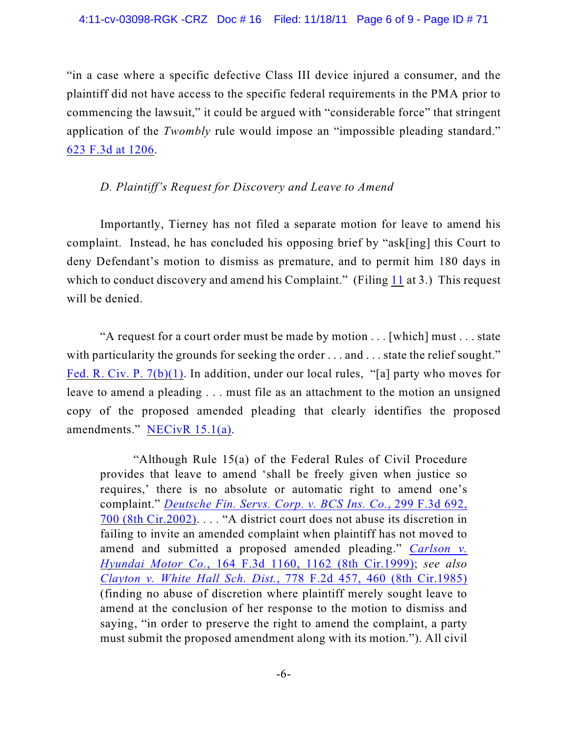"in a case where a specific defective Class III device injured a consumer, and the plaintiff did not have access to the specific federal requirements in the PMA prior to commencing the lawsuit," it could be argued with "considerable force" that stringent application of the *Twombly* rule would impose an "impossible pleading standard." 623 F.3d at 1206.

*D. Plaintiff's Request for Discovery and Leave to Amend*

Importantly, Tierney has not filed a separate motion for leave to amend his complaint. Instead, he has concluded his opposing brief by "ask[ing] this Court to deny Defendant's motion to dismiss as premature, and to permit him 180 days in which to conduct discovery and amend his Complaint." (Filing 11 at 3.) This request will be denied.

"A request for a court order must be made by motion . . . [which] must . . . state with particularity the grounds for seeking the order . . . and . . . state the relief sought." Fed. R. Civ. P. 7(b)(1). In addition, under our local rules, "[a] party who moves for leave to amend a pleading . . . must file as an attachment to the motion an unsigned copy of the proposed amended pleading that clearly identifies the proposed amendments." NECivR 15.1(a).

> "Although Rule 15(a) of the Federal Rules of Civil Procedure provides that leave to amend 'shall be freely given when justice so requires,' there is no absolute or automatic right to amend one's complaint." *Deutsche Fin. Servs. Corp. v. BCS Ins. Co.*, 299 F.3d 692, 700 (8th Cir.2002). . . . "A district court does not abuse its discretion in failing to invite an amended complaint when plaintiff has not moved to amend and submitted a proposed amended pleading." *Carlson v. Hyundai Motor Co.*, 164 F.3d 1160, 1162 (8th Cir.1999); *see also Clayton v. White Hall Sch. Dist.*, 778 F.2d 457, 460 (8th Cir.1985) (finding no abuse of discretion where plaintiff merely sought leave to amend at the conclusion of her response to the motion to dismiss and saying, "in order to preserve the right to amend the complaint, a party must submit the proposed amendment along with its motion."). All civil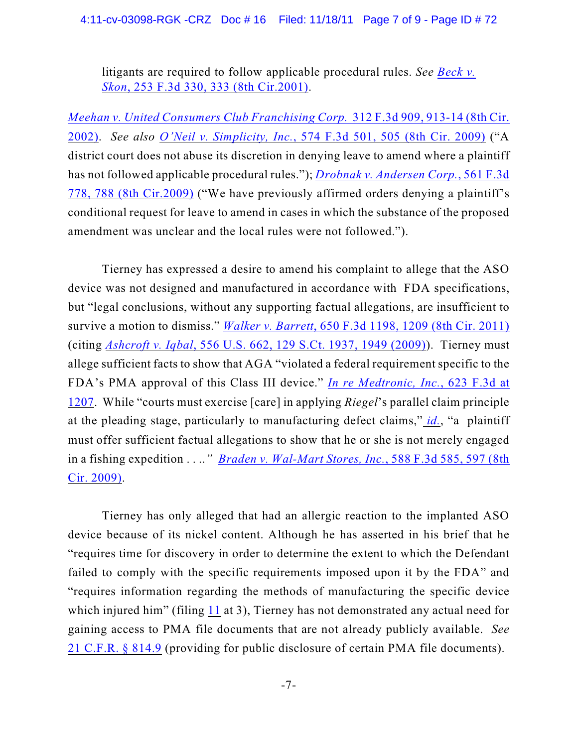> litigants are required to follow applicable procedural rules. *See Beck v. Skon*, 253 F.3d 330, 333 (8th Cir.2001).

*Meehan v. United Consumers Club Franchising Corp.* 312 F.3d 909, 913-14 (8th Cir. 2002). *See also O'Neil v. Simplicity, Inc.*, 574 F.3d 501, 505 (8th Cir. 2009) ("A district court does not abuse its discretion in denying leave to amend where a plaintiff has not followed applicable procedural rules."); *Drobnak v. Andersen Corp.*, 561 F.3d 778, 788 (8th Cir.2009) ("We have previously affirmed orders denying a plaintiff's conditional request for leave to amend in cases in which the substance of the proposed amendment was unclear and the local rules were not followed.").

Tierney has expressed a desire to amend his complaint to allege that the ASO device was not designed and manufactured in accordance with FDA specifications, but "legal conclusions, without any supporting factual allegations, are insufficient to survive a motion to dismiss." *Walker v. Barrett*, 650 F.3d 1198, 1209 (8th Cir. 2011) (citing *Ashcroft v. Iqbal*, 556 U.S. 662, 129 S.Ct. 1937, 1949 (2009)). Tierney must allege sufficient facts to show that AGA "violated a federal requirement specific to the FDA's PMA approval of this Class III device." *In re Medtronic, Inc.*, 623 F.3d at 1207. While "courts must exercise [care] in applying *Riegel*'s parallel claim principle at the pleading stage, particularly to manufacturing defect claims," *id.*, "a plaintiff must offer sufficient factual allegations to show that he or she is not merely engaged in a fishing expedition . . . ." *Braden v. Wal-Mart Stores, Inc.*, 588 F.3d 585, 597 (8th Cir. 2009).

Tierney has only alleged that had an allergic reaction to the implanted ASO device because of its nickel content. Although he has asserted in his brief that he "requires time for discovery in order to determine the extent to which the Defendant failed to comply with the specific requirements imposed upon it by the FDA" and "requires information regarding the methods of manufacturing the specific device which injured him" (filing 11 at 3), Tierney has not demonstrated any actual need for gaining access to PMA file documents that are not already publicly available. *See* 21 C.F.R. § 814.9 (providing for public disclosure of certain PMA file documents).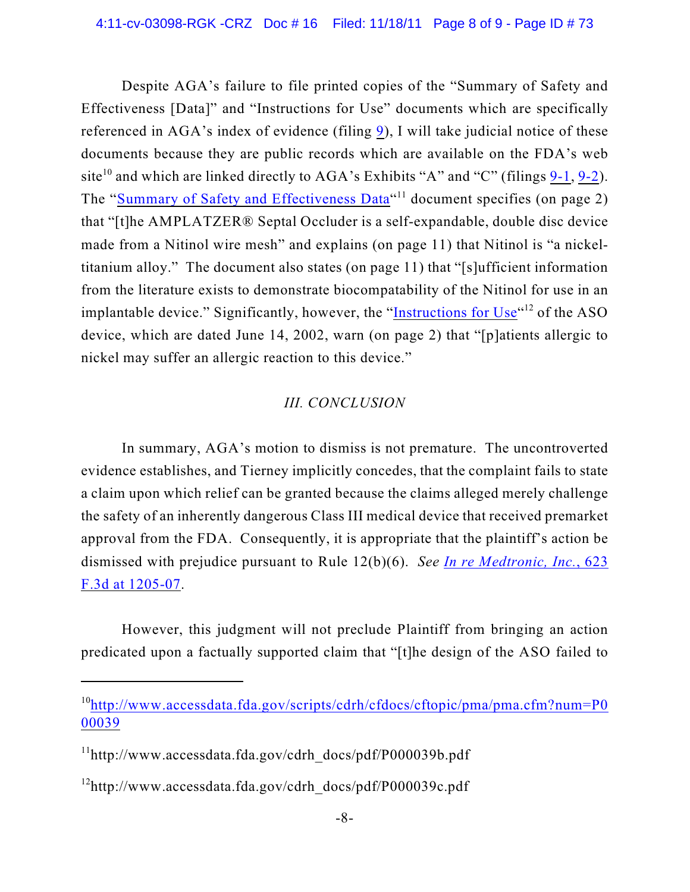Despite AGA's failure to file printed copies of the "Summary of Safety and Effectiveness [Data]" and "Instructions for Use" documents which are specifically referenced in AGA's index of evidence (filing 9), I will take judicial notice of these documents because they are public records which are available on the FDA's web site[10] and which are linked directly to AGA's Exhibits "A" and "C" (filings 9-1, 9-2). The "Summary of Safety and Effectiveness Data"[11] document specifies (on page 2) that "[t]he AMPLATZER® Septal Occluder is a self-expandable, double disc device made from a Nitinol wire mesh" and explains (on page 11) that Nitinol is "a nickel-titanium alloy." The document also states (on page 11) that "[s]ufficient information from the literature exists to demonstrate biocompatability of the Nitinol for use in an implantable device." Significantly, however, the "Instructions for Use"[12] of the ASO device, which are dated June 14, 2002, warn (on page 2) that "[p]atients allergic to nickel may suffer an allergic reaction to this device."

### *III. CONCLUSION*

In summary, AGA's motion to dismiss is not premature. The uncontroverted evidence establishes, and Tierney implicitly concedes, that the complaint fails to state a claim upon which relief can be granted because the claims alleged merely challenge the safety of an inherently dangerous Class III medical device that received premarket approval from the FDA. Consequently, it is appropriate that the plaintiff's action be dismissed with prejudice pursuant to Rule 12(b)(6). *See In re Medtronic, Inc.*, 623 F.3d at 1205-07.

However, this judgment will not preclude Plaintiff from bringing an action predicated upon a factually supported claim that "[t]he design of the ASO failed to

---

[10] http://www.accessdata.fda.gov/scripts/cdrh/cfdocs/cftopic/pma/pma.cfm?num=P000039

[11] http://www.accessdata.fda.gov/cdrh_docs/pdf/P000039b.pdf

[12] http://www.accessdata.fda.gov/cdrh_docs/pdf/P000039c.pdf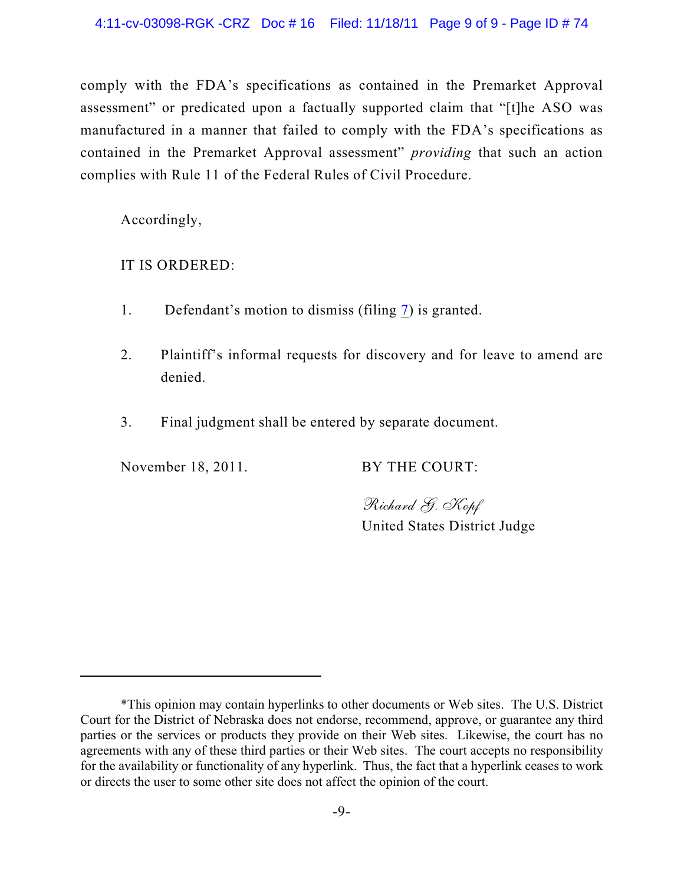comply with the FDA's specifications as contained in the Premarket Approval assessment" or predicated upon a factually supported claim that "[t]he ASO was manufactured in a manner that failed to comply with the FDA's specifications as contained in the Premarket Approval assessment" *providing* that such an action complies with Rule 11 of the Federal Rules of Civil Procedure.

Accordingly,

IT IS ORDERED:

1. Defendant's motion to dismiss (filing 7) is granted.

2. Plaintiff's informal requests for discovery and for leave to amend are denied.

3. Final judgment shall be entered by separate document.

November 18, 2011.

BY THE COURT:

*Richard G. Kopf*
United States District Judge

---

*This opinion may contain hyperlinks to other documents or Web sites. The U.S. District Court for the District of Nebraska does not endorse, recommend, approve, or guarantee any third parties or the services or products they provide on their Web sites. Likewise, the court has no agreements with any of these third parties or their Web sites. The court accepts no responsibility for the availability or functionality of any hyperlink. Thus, the fact that a hyperlink ceases to work or directs the user to some other site does not affect the opinion of the court.